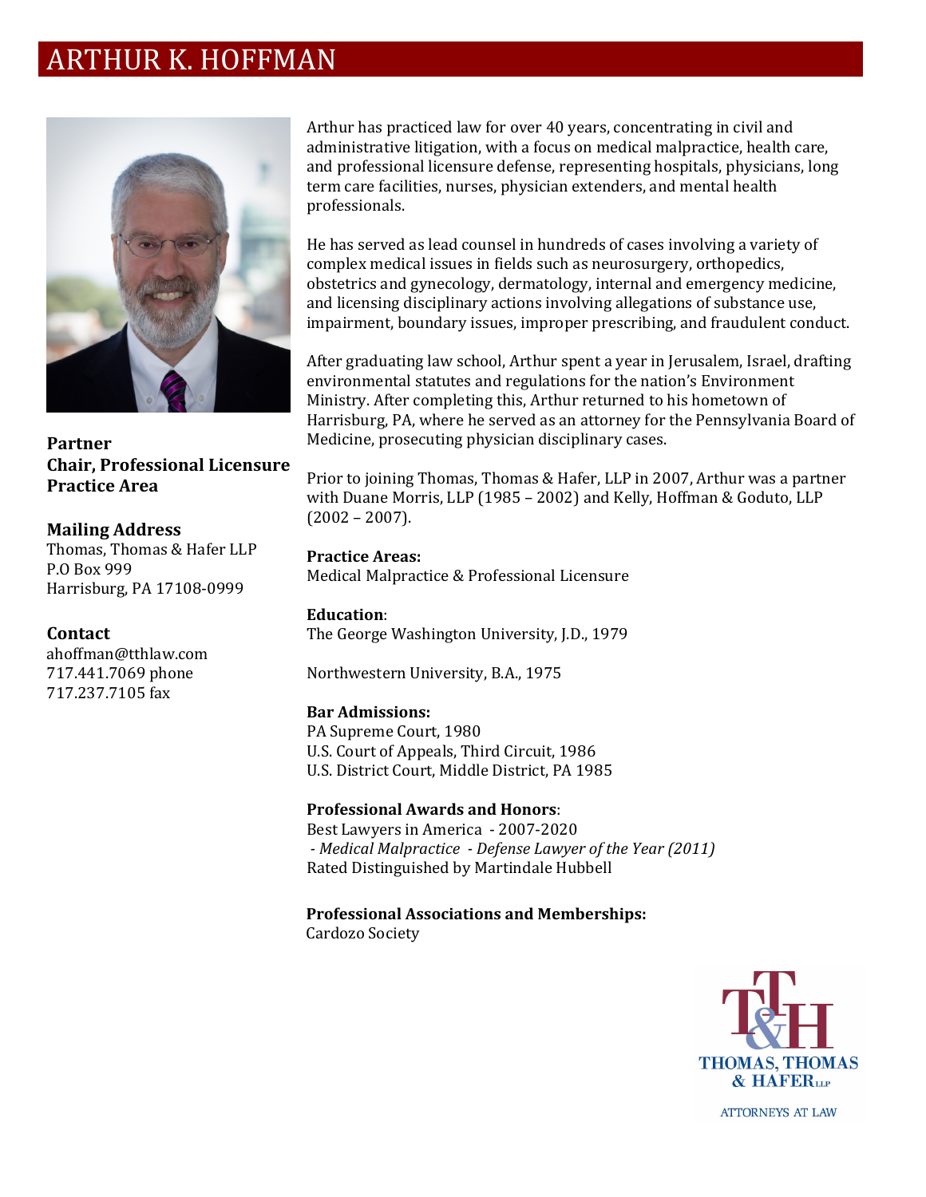# ARTHUR K. HOFFMAN

**Partner**
**Chair, Professional Licensure Practice Area**

**Mailing Address**
Thomas, Thomas & Hafer LLP
P.O Box 999
Harrisburg, PA 17108-0999

**Contact**
ahoffman@tthlaw.com
717.441.7069 phone
717.237.7105 fax

Arthur has practiced law for over 40 years, concentrating in civil and administrative litigation, with a focus on medical malpractice, health care, and professional licensure defense, representing hospitals, physicians, long term care facilities, nurses, physician extenders, and mental health professionals.

He has served as lead counsel in hundreds of cases involving a variety of complex medical issues in fields such as neurosurgery, orthopedics, obstetrics and gynecology, dermatology, internal and emergency medicine, and licensing disciplinary actions involving allegations of substance use, impairment, boundary issues, improper prescribing, and fraudulent conduct.

After graduating law school, Arthur spent a year in Jerusalem, Israel, drafting environmental statutes and regulations for the nation's Environment Ministry. After completing this, Arthur returned to his hometown of Harrisburg, PA, where he served as an attorney for the Pennsylvania Board of Medicine, prosecuting physician disciplinary cases.

Prior to joining Thomas, Thomas & Hafer, LLP in 2007, Arthur was a partner with Duane Morris, LLP (1985 – 2002) and Kelly, Hoffman & Goduto, LLP (2002 – 2007).

**Practice Areas:**
Medical Malpractice & Professional Licensure

**Education**:
The George Washington University, J.D., 1979

Northwestern University, B.A., 1975

**Bar Admissions:**
PA Supreme Court, 1980
U.S. Court of Appeals, Third Circuit, 1986
U.S. District Court, Middle District, PA 1985

**Professional Awards and Honors**:
Best Lawyers in America - 2007-2020
- *Medical Malpractice - Defense Lawyer of the Year (2011)*
Rated Distinguished by Martindale Hubbell

**Professional Associations and Memberships:**
Cardozo Society

THOMAS, THOMAS & HAFER LLP
ATTORNEYS AT LAW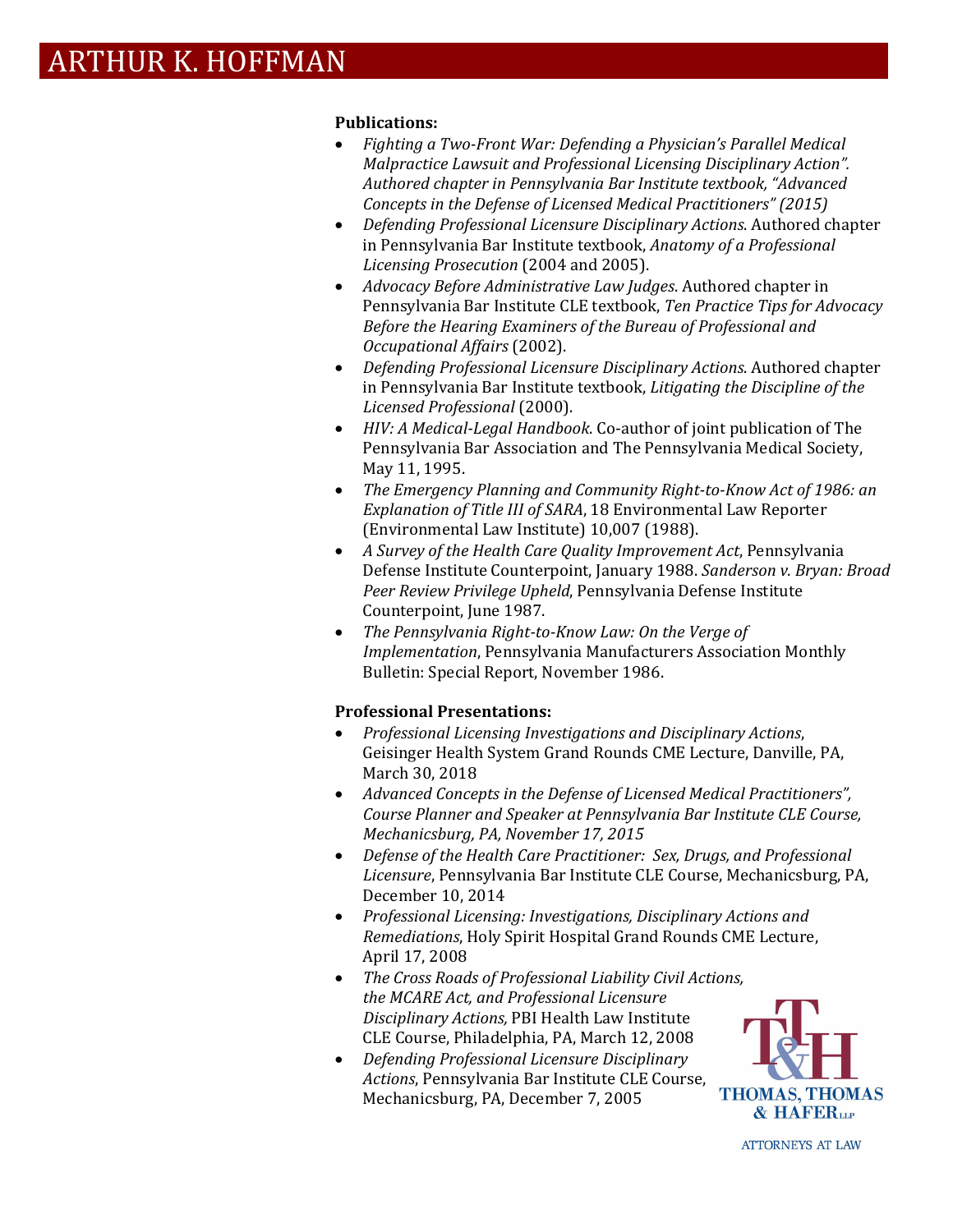# ARTHUR K. HOFFMAN

**Publications:**

- *Fighting a Two-Front War: Defending a Physician's Parallel Medical Malpractice Lawsuit and Professional Licensing Disciplinary Action". Authored chapter in Pennsylvania Bar Institute textbook, "Advanced Concepts in the Defense of Licensed Medical Practitioners" (2015)*
- *Defending Professional Licensure Disciplinary Actions*. Authored chapter in Pennsylvania Bar Institute textbook, *Anatomy of a Professional Licensing Prosecution* (2004 and 2005).
- *Advocacy Before Administrative Law Judges*. Authored chapter in Pennsylvania Bar Institute CLE textbook, *Ten Practice Tips for Advocacy Before the Hearing Examiners of the Bureau of Professional and Occupational Affairs* (2002).
- *Defending Professional Licensure Disciplinary Actions*. Authored chapter in Pennsylvania Bar Institute textbook, *Litigating the Discipline of the Licensed Professional* (2000).
- *HIV: A Medical-Legal Handbook*. Co-author of joint publication of The Pennsylvania Bar Association and The Pennsylvania Medical Society, May 11, 1995.
- *The Emergency Planning and Community Right-to-Know Act of 1986: an Explanation of Title III of SARA*, 18 Environmental Law Reporter (Environmental Law Institute) 10,007 (1988).
- *A Survey of the Health Care Quality Improvement Act*, Pennsylvania Defense Institute Counterpoint, January 1988. *Sanderson v. Bryan: Broad Peer Review Privilege Upheld*, Pennsylvania Defense Institute Counterpoint, June 1987.
- *The Pennsylvania Right-to-Know Law: On the Verge of Implementation*, Pennsylvania Manufacturers Association Monthly Bulletin: Special Report, November 1986.

**Professional Presentations:**

- *Professional Licensing Investigations and Disciplinary Actions*, Geisinger Health System Grand Rounds CME Lecture, Danville, PA, March 30, 2018
- *Advanced Concepts in the Defense of Licensed Medical Practitioners", Course Planner and Speaker at Pennsylvania Bar Institute CLE Course, Mechanicsburg, PA, November 17, 2015*
- *Defense of the Health Care Practitioner: Sex, Drugs, and Professional Licensure*, Pennsylvania Bar Institute CLE Course, Mechanicsburg, PA, December 10, 2014
- *Professional Licensing: Investigations, Disciplinary Actions and Remediations*, Holy Spirit Hospital Grand Rounds CME Lecture, April 17, 2008
- *The Cross Roads of Professional Liability Civil Actions, the MCARE Act, and Professional Licensure Disciplinary Actions,* PBI Health Law Institute CLE Course, Philadelphia, PA, March 12, 2008
- *Defending Professional Licensure Disciplinary Actions*, Pennsylvania Bar Institute CLE Course, Mechanicsburg, PA, December 7, 2005

T&H
THOMAS, THOMAS & HAFER LLP
ATTORNEYS AT LAW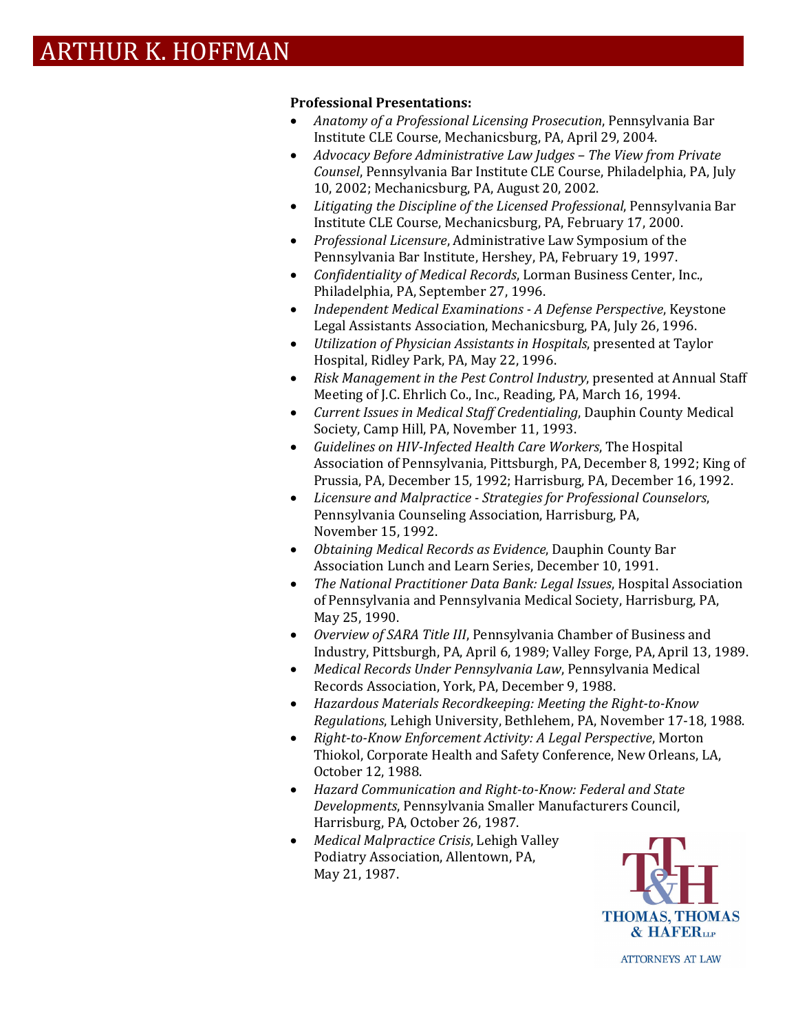# ARTHUR K. HOFFMAN

**Professional Presentations:**

- *Anatomy of a Professional Licensing Prosecution*, Pennsylvania Bar Institute CLE Course, Mechanicsburg, PA, April 29, 2004.
- *Advocacy Before Administrative Law Judges – The View from Private Counsel*, Pennsylvania Bar Institute CLE Course, Philadelphia, PA, July 10, 2002; Mechanicsburg, PA, August 20, 2002.
- *Litigating the Discipline of the Licensed Professional*, Pennsylvania Bar Institute CLE Course, Mechanicsburg, PA, February 17, 2000.
- *Professional Licensure*, Administrative Law Symposium of the Pennsylvania Bar Institute, Hershey, PA, February 19, 1997.
- *Confidentiality of Medical Records*, Lorman Business Center, Inc., Philadelphia, PA, September 27, 1996.
- *Independent Medical Examinations - A Defense Perspective*, Keystone Legal Assistants Association, Mechanicsburg, PA, July 26, 1996.
- *Utilization of Physician Assistants in Hospitals*, presented at Taylor Hospital, Ridley Park, PA, May 22, 1996.
- *Risk Management in the Pest Control Industry*, presented at Annual Staff Meeting of J.C. Ehrlich Co., Inc., Reading, PA, March 16, 1994.
- *Current Issues in Medical Staff Credentialing*, Dauphin County Medical Society, Camp Hill, PA, November 11, 1993.
- *Guidelines on HIV-Infected Health Care Workers*, The Hospital Association of Pennsylvania, Pittsburgh, PA, December 8, 1992; King of Prussia, PA, December 15, 1992; Harrisburg, PA, December 16, 1992.
- *Licensure and Malpractice - Strategies for Professional Counselors*, Pennsylvania Counseling Association, Harrisburg, PA, November 15, 1992.
- *Obtaining Medical Records as Evidence*, Dauphin County Bar Association Lunch and Learn Series, December 10, 1991.
- *The National Practitioner Data Bank: Legal Issues*, Hospital Association of Pennsylvania and Pennsylvania Medical Society, Harrisburg, PA, May 25, 1990.
- *Overview of SARA Title III*, Pennsylvania Chamber of Business and Industry, Pittsburgh, PA, April 6, 1989; Valley Forge, PA, April 13, 1989.
- *Medical Records Under Pennsylvania Law*, Pennsylvania Medical Records Association, York, PA, December 9, 1988.
- *Hazardous Materials Recordkeeping: Meeting the Right-to-Know Regulations*, Lehigh University, Bethlehem, PA, November 17-18, 1988.
- *Right-to-Know Enforcement Activity: A Legal Perspective*, Morton Thiokol, Corporate Health and Safety Conference, New Orleans, LA, October 12, 1988.
- *Hazard Communication and Right-to-Know: Federal and State Developments*, Pennsylvania Smaller Manufacturers Council, Harrisburg, PA, October 26, 1987.
- *Medical Malpractice Crisis*, Lehigh Valley Podiatry Association, Allentown, PA, May 21, 1987.

THOMAS, THOMAS & HAFER LLP

ATTORNEYS AT LAW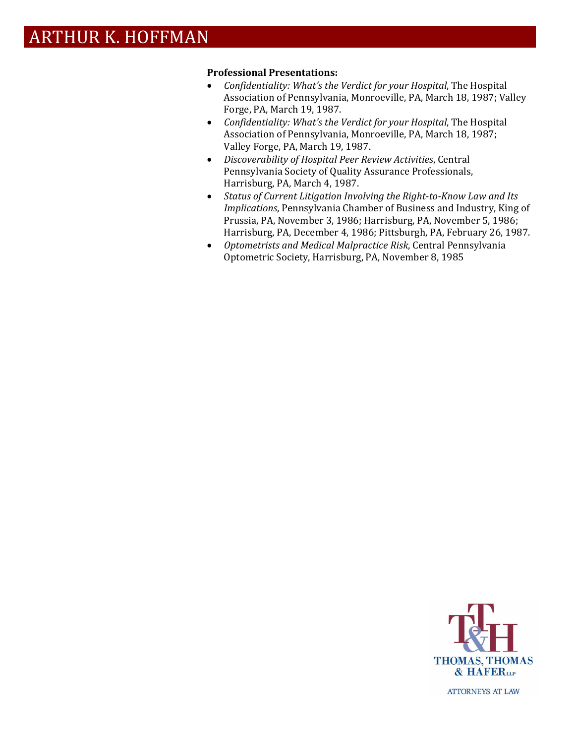**Professional Presentations:**

- *Confidentiality: What's the Verdict for your Hospital*, The Hospital Association of Pennsylvania, Monroeville, PA, March 18, 1987; Valley Forge, PA, March 19, 1987.
- *Confidentiality: What's the Verdict for your Hospital*, The Hospital Association of Pennsylvania, Monroeville, PA, March 18, 1987; Valley Forge, PA, March 19, 1987.
- *Discoverability of Hospital Peer Review Activities*, Central Pennsylvania Society of Quality Assurance Professionals, Harrisburg, PA, March 4, 1987.
- *Status of Current Litigation Involving the Right-to-Know Law and Its Implications*, Pennsylvania Chamber of Business and Industry, King of Prussia, PA, November 3, 1986; Harrisburg, PA, November 5, 1986; Harrisburg, PA, December 4, 1986; Pittsburgh, PA, February 26, 1987.
- *Optometrists and Medical Malpractice Risk*, Central Pennsylvania Optometric Society, Harrisburg, PA, November 8, 1985